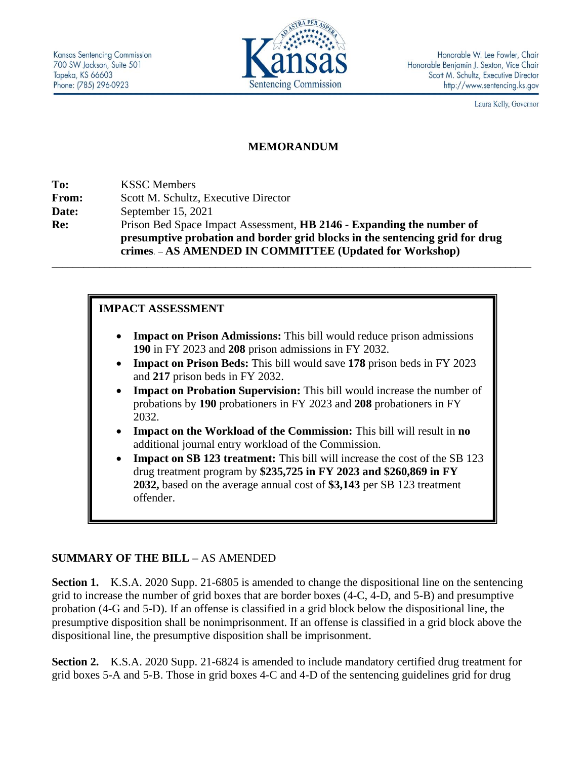Kansas Sentencing Commission
700 SW Jackson, Suite 501
Topeka, KS 66603
Phone: (785) 296-0923

Kansas Sentencing Commission

Honorable W. Lee Fowler, Chair
Honorable Benjamin J. Sexton, Vice Chair
Scott M. Schultz, Executive Director
http://www.sentencing.ks.gov

Laura Kelly, Governor

# MEMORANDUM

**To:** KSSC Members
**From:** Scott M. Schultz, Executive Director
**Date:** September 15, 2021
**Re:** Prison Bed Space Impact Assessment, **HB 2146 - Expanding the number of presumptive probation and border grid blocks in the sentencing grid for drug crimes**. – **AS AMENDED IN COMMITTEE (Updated for Workshop)**

---

## IMPACT ASSESSMENT

- **Impact on Prison Admissions:** This bill would reduce prison admissions **190** in FY 2023 and **208** prison admissions in FY 2032.
- **Impact on Prison Beds:** This bill would save **178** prison beds in FY 2023 and **217** prison beds in FY 2032.
- **Impact on Probation Supervision:** This bill would increase the number of probations by **190** probationers in FY 2023 and **208** probationers in FY 2032.
- **Impact on the Workload of the Commission:** This bill will result in **no** additional journal entry workload of the Commission.
- **Impact on SB 123 treatment:** This bill will increase the cost of the SB 123 drug treatment program by **$235,725 in FY 2023 and $260,869 in FY 2032,** based on the average annual cost of **$3,143** per SB 123 treatment offender.

## SUMMARY OF THE BILL – AS AMENDED

**Section 1.** K.S.A. 2020 Supp. 21-6805 is amended to change the dispositional line on the sentencing grid to increase the number of grid boxes that are border boxes (4-C, 4-D, and 5-B) and presumptive probation (4-G and 5-D). If an offense is classified in a grid block below the dispositional line, the presumptive disposition shall be nonimprisonment. If an offense is classified in a grid block above the dispositional line, the presumptive disposition shall be imprisonment.

**Section 2.** K.S.A. 2020 Supp. 21-6824 is amended to include mandatory certified drug treatment for grid boxes 5-A and 5-B. Those in grid boxes 4-C and 4-D of the sentencing guidelines grid for drug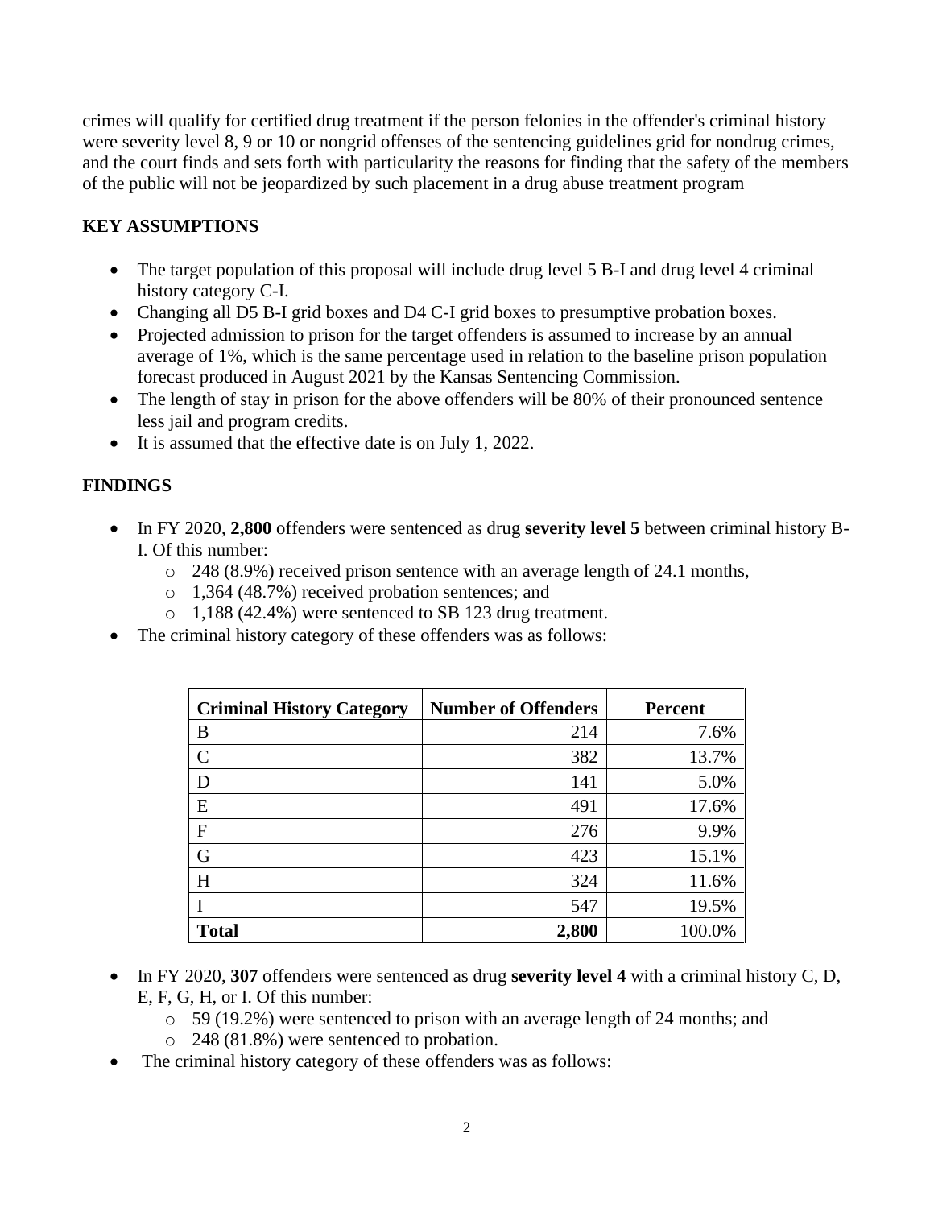crimes will qualify for certified drug treatment if the person felonies in the offender's criminal history were severity level 8, 9 or 10 or nongrid offenses of the sentencing guidelines grid for nondrug crimes, and the court finds and sets forth with particularity the reasons for finding that the safety of the members of the public will not be jeopardized by such placement in a drug abuse treatment program

**KEY ASSUMPTIONS**

- The target population of this proposal will include drug level 5 B-I and drug level 4 criminal history category C-I.
- Changing all D5 B-I grid boxes and D4 C-I grid boxes to presumptive probation boxes.
- Projected admission to prison for the target offenders is assumed to increase by an annual average of 1%, which is the same percentage used in relation to the baseline prison population forecast produced in August 2021 by the Kansas Sentencing Commission.
- The length of stay in prison for the above offenders will be 80% of their pronounced sentence less jail and program credits.
- It is assumed that the effective date is on July 1, 2022.

**FINDINGS**

- In FY 2020, **2,800** offenders were sentenced as drug **severity level 5** between criminal history B-I. Of this number:
  - 248 (8.9%) received prison sentence with an average length of 24.1 months,
  - 1,364 (48.7%) received probation sentences; and
  - 1,188 (42.4%) were sentenced to SB 123 drug treatment.
- The criminal history category of these offenders was as follows:

| Criminal History Category | Number of Offenders | Percent |
|---|---:|---:|
| B | 214 | 7.6% |
| C | 382 | 13.7% |
| D | 141 | 5.0% |
| E | 491 | 17.6% |
| F | 276 | 9.9% |
| G | 423 | 15.1% |
| H | 324 | 11.6% |
| I | 547 | 19.5% |
| **Total** | **2,800** | 100.0% |

- In FY 2020, **307** offenders were sentenced as drug **severity level 4** with a criminal history C, D, E, F, G, H, or I. Of this number:
  - 59 (19.2%) were sentenced to prison with an average length of 24 months; and
  - 248 (81.8%) were sentenced to probation.
- The criminal history category of these offenders was as follows: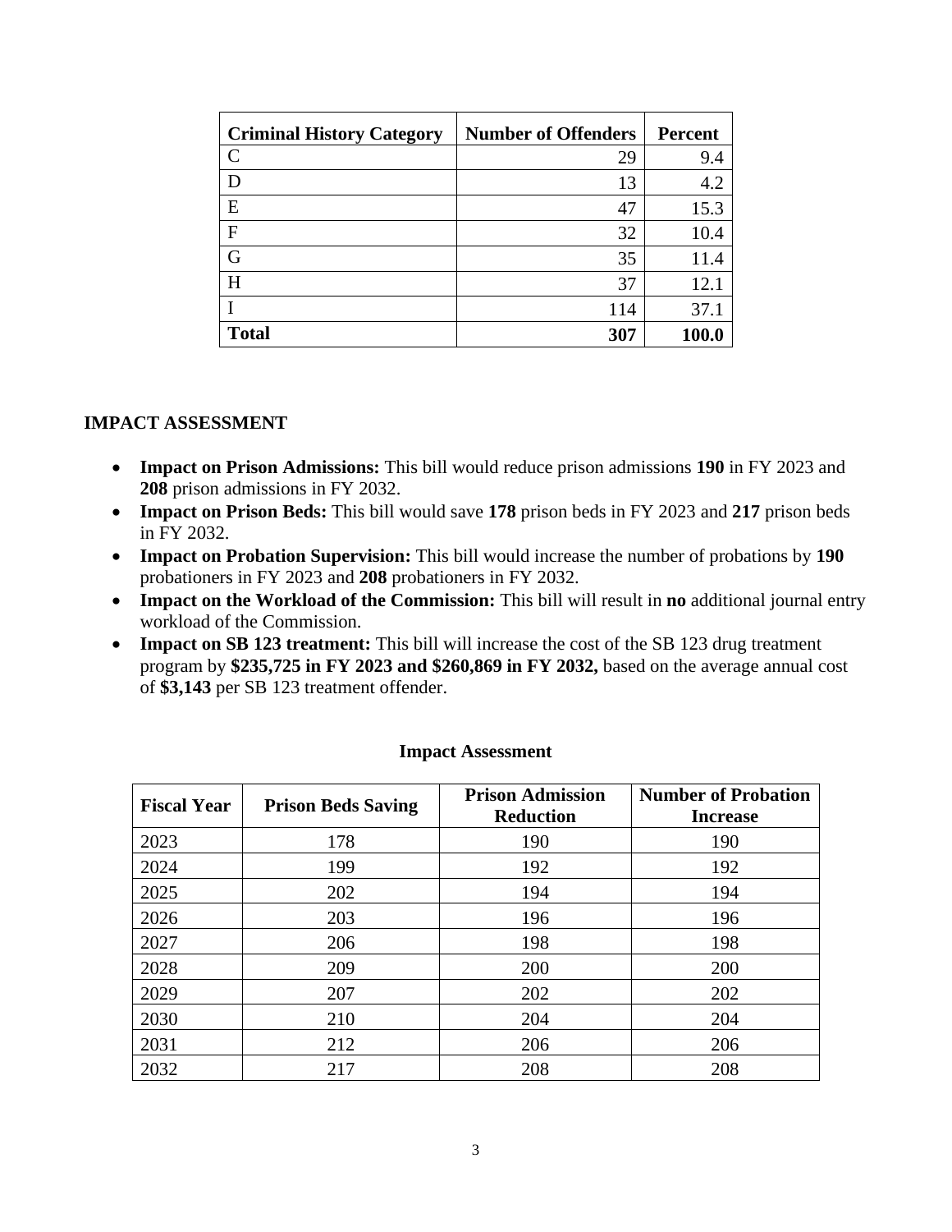| Criminal History Category | Number of Offenders | Percent |
|---|---|---|
| C | 29 | 9.4 |
| D | 13 | 4.2 |
| E | 47 | 15.3 |
| F | 32 | 10.4 |
| G | 35 | 11.4 |
| H | 37 | 12.1 |
| I | 114 | 37.1 |
| **Total** | **307** | **100.0** |

## IMPACT ASSESSMENT

- **Impact on Prison Admissions:** This bill would reduce prison admissions **190** in FY 2023 and **208** prison admissions in FY 2032.
- **Impact on Prison Beds:** This bill would save **178** prison beds in FY 2023 and **217** prison beds in FY 2032.
- **Impact on Probation Supervision:** This bill would increase the number of probations by **190** probationers in FY 2023 and **208** probationers in FY 2032.
- **Impact on the Workload of the Commission:** This bill will result in **no** additional journal entry workload of the Commission.
- **Impact on SB 123 treatment:** This bill will increase the cost of the SB 123 drug treatment program by **$235,725 in FY 2023 and $260,869 in FY 2032,** based on the average annual cost of **$3,143** per SB 123 treatment offender.

**Impact Assessment**

| Fiscal Year | Prison Beds Saving | Prison Admission Reduction | Number of Probation Increase |
|---|---|---|---|
| 2023 | 178 | 190 | 190 |
| 2024 | 199 | 192 | 192 |
| 2025 | 202 | 194 | 194 |
| 2026 | 203 | 196 | 196 |
| 2027 | 206 | 198 | 198 |
| 2028 | 209 | 200 | 200 |
| 2029 | 207 | 202 | 202 |
| 2030 | 210 | 204 | 204 |
| 2031 | 212 | 206 | 206 |
| 2032 | 217 | 208 | 208 |